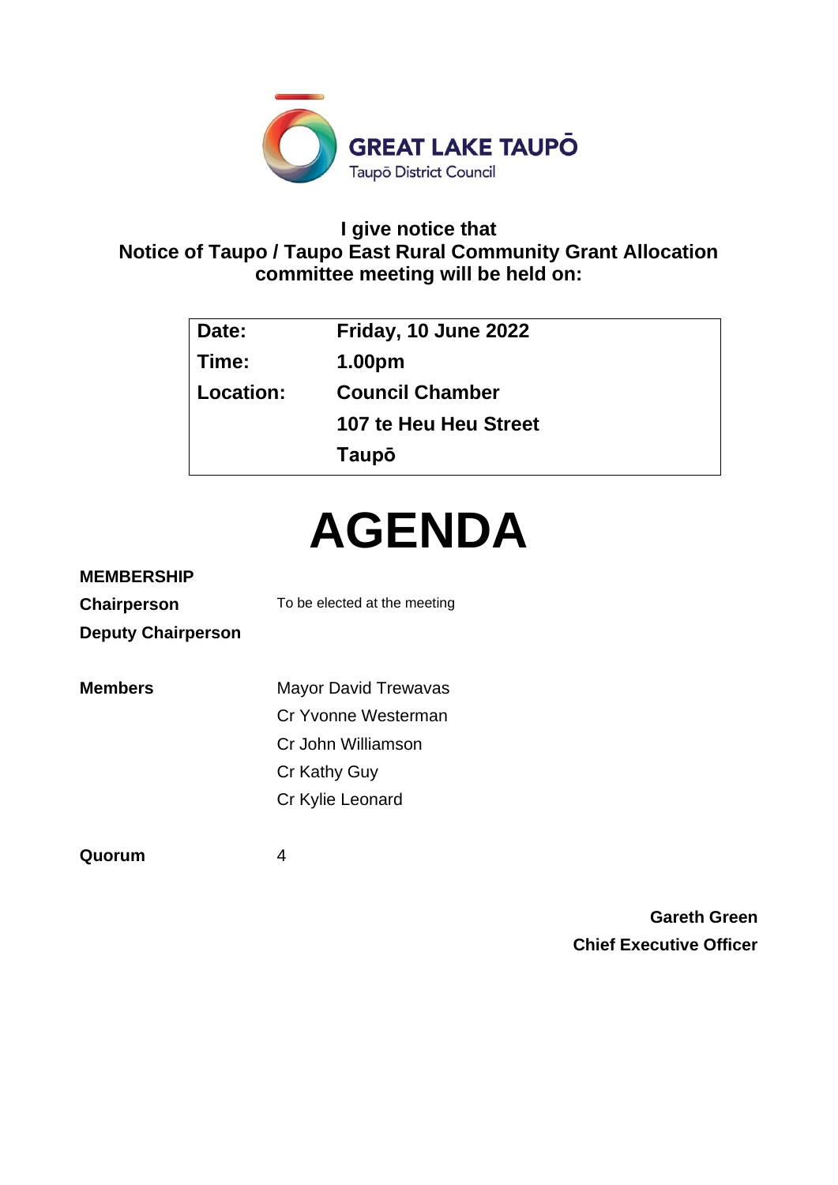GREAT LAKE TAUPŌ
Taupō District Council

**I give notice that**
**Notice of Taupo / Taupo East Rural Community Grant Allocation committee meeting will be held on:**

| | |
|---|---|
| **Date:** | **Friday, 10 June 2022** |
| **Time:** | **1.00pm** |
| **Location:** | **Council Chamber** |
| | **107 te Heu Heu Street** |
| | **Taupō** |

# AGENDA

**MEMBERSHIP**

**Chairperson** To be elected at the meeting

**Deputy Chairperson**

**Members**
Mayor David Trewavas
Cr Yvonne Westerman
Cr John Williamson
Cr Kathy Guy
Cr Kylie Leonard

**Quorum** 4

**Gareth Green**
**Chief Executive Officer**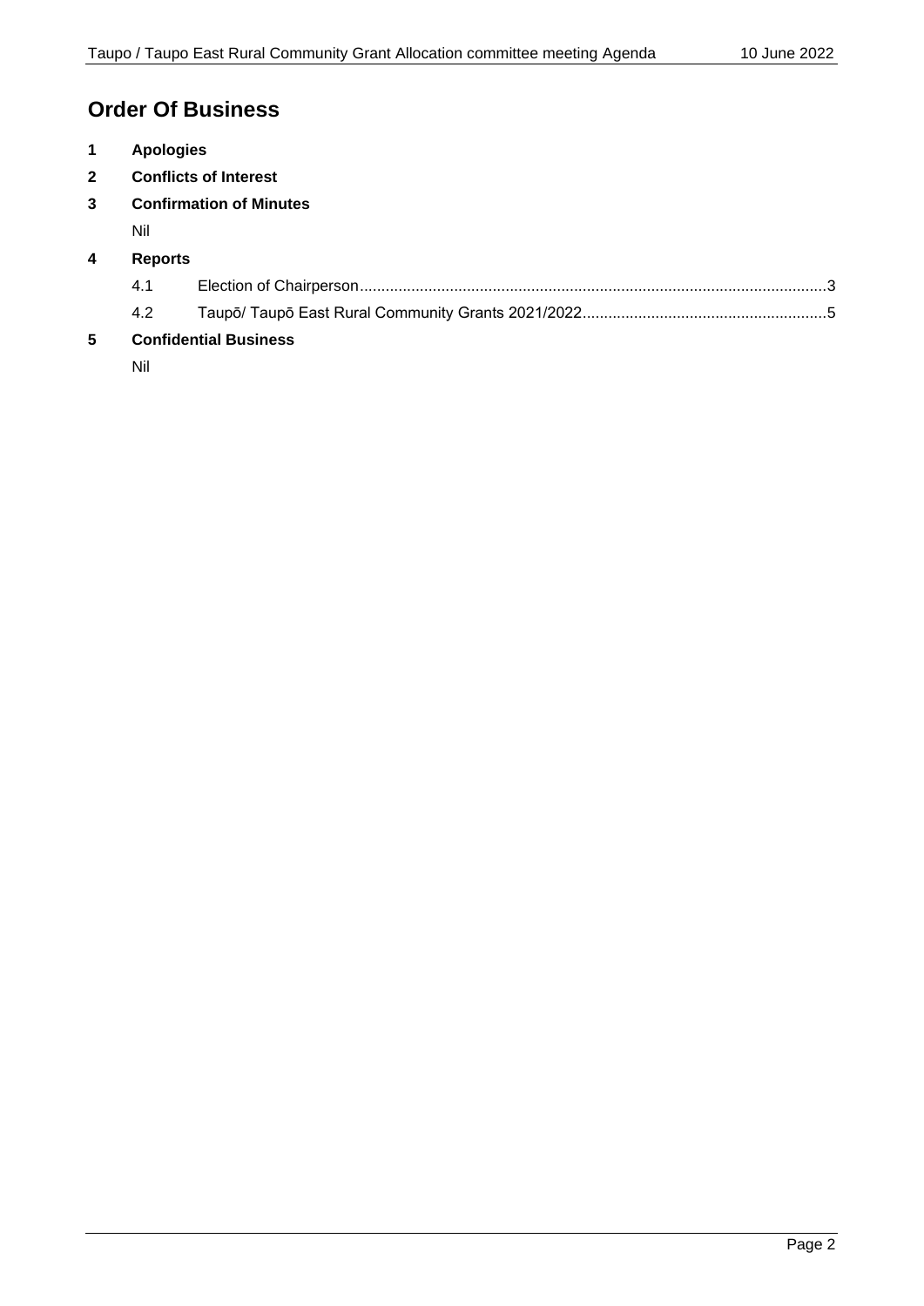# Order Of Business

**1 Apologies**

**2 Conflicts of Interest**

**3 Confirmation of Minutes**

Nil

**4 Reports**

4.1 Election of Chairperson....................3

4.2 Taupō/ Taupō East Rural Community Grants 2021/2022....................5

**5 Confidential Business**

Nil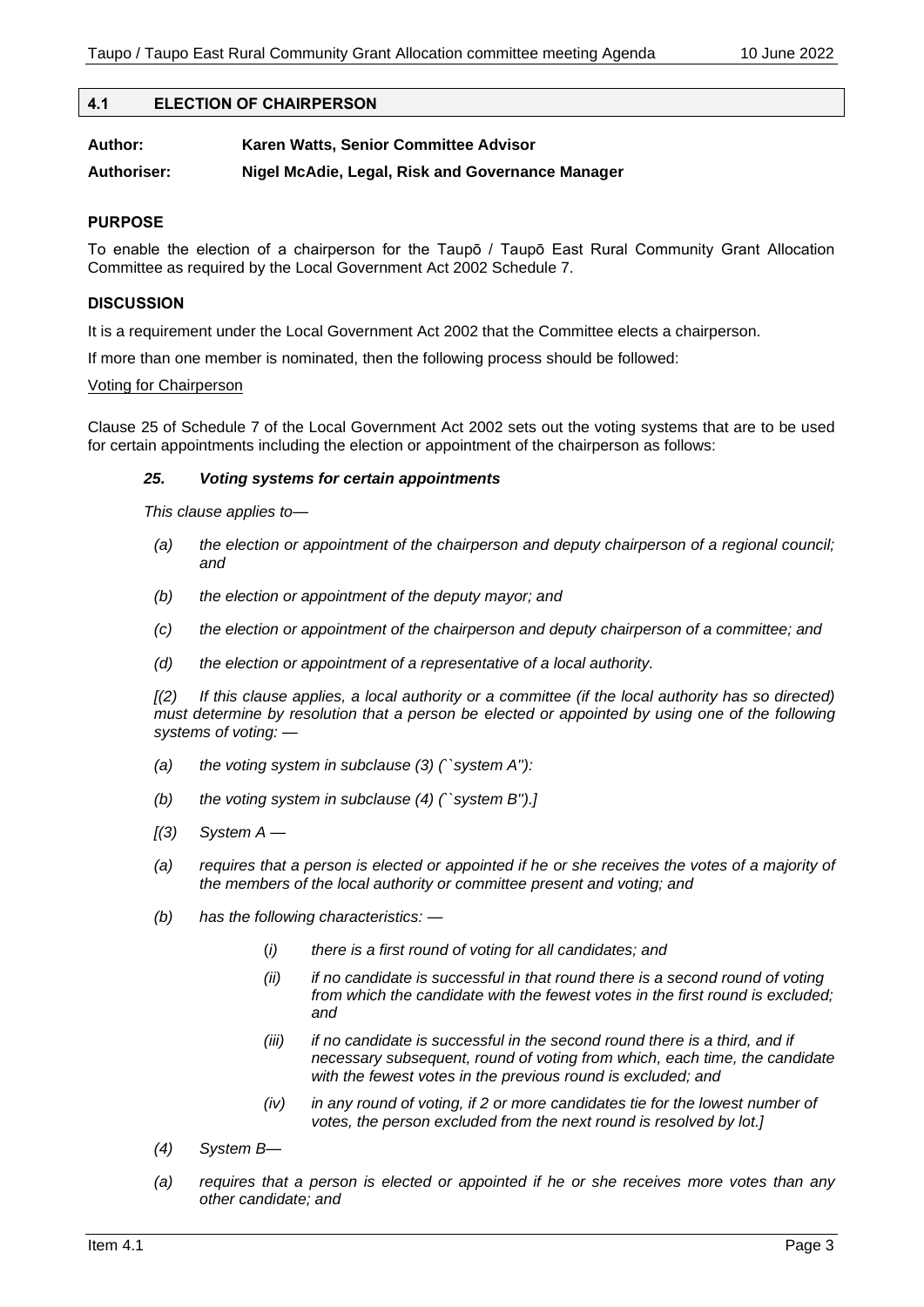## 4.1 ELECTION OF CHAIRPERSON

**Author:** **Karen Watts, Senior Committee Advisor**

**Authoriser:** **Nigel McAdie, Legal, Risk and Governance Manager**

### PURPOSE

To enable the election of a chairperson for the Taupō / Taupō East Rural Community Grant Allocation Committee as required by the Local Government Act 2002 Schedule 7.

### DISCUSSION

It is a requirement under the Local Government Act 2002 that the Committee elects a chairperson.

If more than one member is nominated, then the following process should be followed:

Voting for Chairperson

Clause 25 of Schedule 7 of the Local Government Act 2002 sets out the voting systems that are to be used for certain appointments including the election or appointment of the chairperson as follows:

***25. Voting systems for certain appointments***

*This clause applies to—*

*(a) the election or appointment of the chairperson and deputy chairperson of a regional council; and*

*(b) the election or appointment of the deputy mayor; and*

*(c) the election or appointment of the chairperson and deputy chairperson of a committee; and*

*(d) the election or appointment of a representative of a local authority.*

*[(2) If this clause applies, a local authority or a committee (if the local authority has so directed) must determine by resolution that a person be elected or appointed by using one of the following systems of voting: —*

*(a) the voting system in subclause (3) (``system A''):*

*(b) the voting system in subclause (4) (``system B'').]*

*[(3) System A —*

*(a) requires that a person is elected or appointed if he or she receives the votes of a majority of the members of the local authority or committee present and voting; and*

*(b) has the following characteristics: —*

*(i) there is a first round of voting for all candidates; and*

*(ii) if no candidate is successful in that round there is a second round of voting from which the candidate with the fewest votes in the first round is excluded; and*

*(iii) if no candidate is successful in the second round there is a third, and if necessary subsequent, round of voting from which, each time, the candidate with the fewest votes in the previous round is excluded; and*

*(iv) in any round of voting, if 2 or more candidates tie for the lowest number of votes, the person excluded from the next round is resolved by lot.]*

*(4) System B—*

*(a) requires that a person is elected or appointed if he or she receives more votes than any other candidate; and*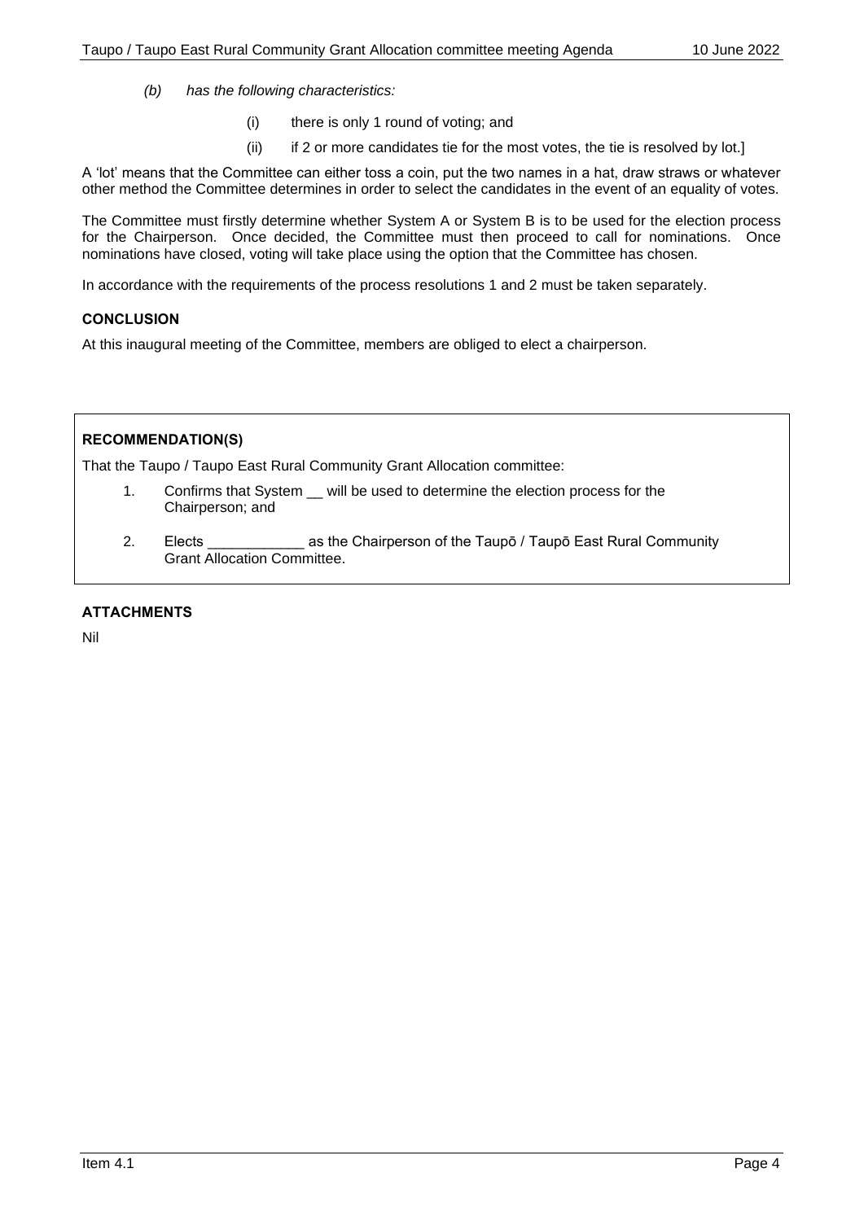*(b) has the following characteristics:*

(i) there is only 1 round of voting; and

(ii) if 2 or more candidates tie for the most votes, the tie is resolved by lot.]

A 'lot' means that the Committee can either toss a coin, put the two names in a hat, draw straws or whatever other method the Committee determines in order to select the candidates in the event of an equality of votes.

The Committee must firstly determine whether System A or System B is to be used for the election process for the Chairperson. Once decided, the Committee must then proceed to call for nominations. Once nominations have closed, voting will take place using the option that the Committee has chosen.

In accordance with the requirements of the process resolutions 1 and 2 must be taken separately.

**CONCLUSION**

At this inaugural meeting of the Committee, members are obliged to elect a chairperson.

**RECOMMENDATION(S)**

That the Taupo / Taupo East Rural Community Grant Allocation committee:

1. Confirms that System __ will be used to determine the election process for the Chairperson; and
2. Elects ____________ as the Chairperson of the Taupō / Taupō East Rural Community Grant Allocation Committee.

**ATTACHMENTS**

Nil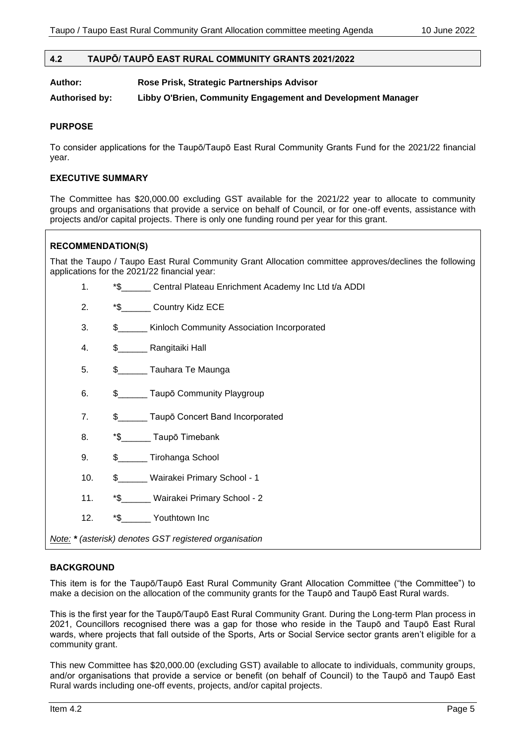## 4.2 TAUPŌ/ TAUPŌ EAST RURAL COMMUNITY GRANTS 2021/2022

**Author:** **Rose Prisk, Strategic Partnerships Advisor**

**Authorised by:** **Libby O'Brien, Community Engagement and Development Manager**

### PURPOSE

To consider applications for the Taupō/Taupō East Rural Community Grants Fund for the 2021/22 financial year.

### EXECUTIVE SUMMARY

The Committee has $20,000.00 excluding GST available for the 2021/22 year to allocate to community groups and organisations that provide a service on behalf of Council, or for one-off events, assistance with projects and/or capital projects. There is only one funding round per year for this grant.

### RECOMMENDATION(S)

That the Taupo / Taupo East Rural Community Grant Allocation committee approves/declines the following applications for the 2021/22 financial year:

1. *$______ Central Plateau Enrichment Academy Inc Ltd t/a ADDI
2. *$______ Country Kidz ECE
3. $______ Kinloch Community Association Incorporated
4. $______ Rangitaiki Hall
5. $______ Tauhara Te Maunga
6. $______ Taupō Community Playgroup
7. $______ Taupō Concert Band Incorporated
8. *$______ Taupō Timebank
9. $______ Tirohanga School
10. $______ Wairakei Primary School - 1
11. *$______ Wairakei Primary School - 2
12. *$______ Youthtown Inc

*Note:* ***** *(asterisk) denotes GST registered organisation*

### BACKGROUND

This item is for the Taupō/Taupō East Rural Community Grant Allocation Committee ("the Committee") to make a decision on the allocation of the community grants for the Taupō and Taupō East Rural wards.

This is the first year for the Taupō/Taupō East Rural Community Grant. During the Long-term Plan process in 2021, Councillors recognised there was a gap for those who reside in the Taupō and Taupō East Rural wards, where projects that fall outside of the Sports, Arts or Social Service sector grants aren't eligible for a community grant.

This new Committee has $20,000.00 (excluding GST) available to allocate to individuals, community groups, and/or organisations that provide a service or benefit (on behalf of Council) to the Taupō and Taupō East Rural wards including one-off events, projects, and/or capital projects.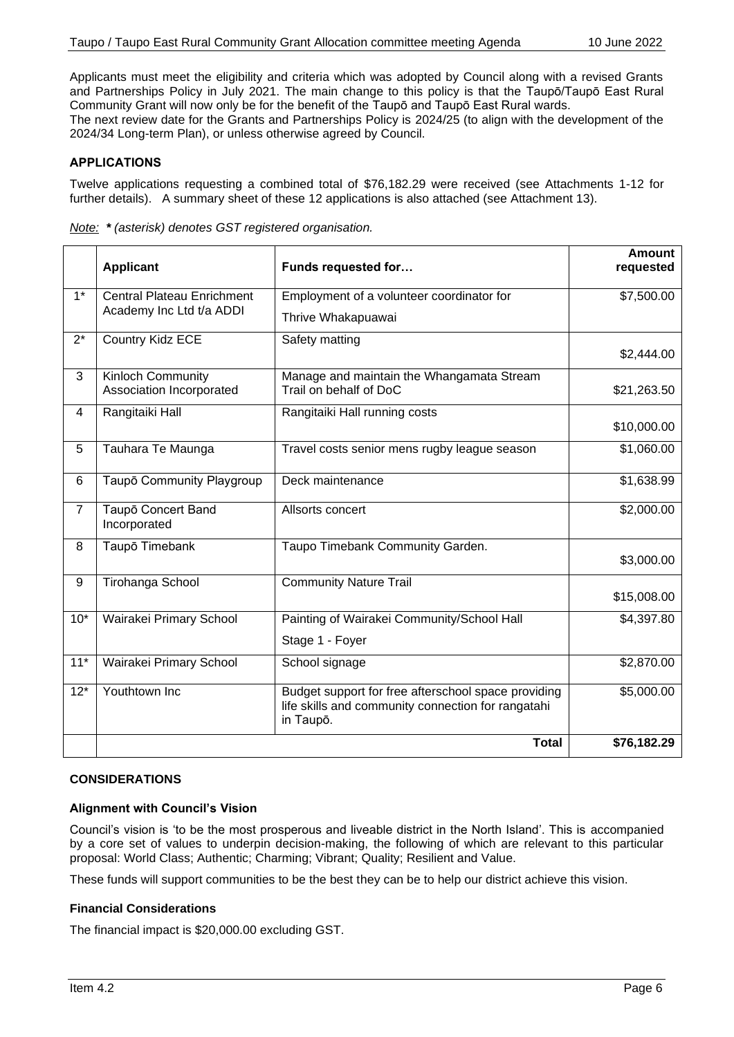Applicants must meet the eligibility and criteria which was adopted by Council along with a revised Grants and Partnerships Policy in July 2021. The main change to this policy is that the Taupō/Taupō East Rural Community Grant will now only be for the benefit of the Taupō and Taupō East Rural wards.
The next review date for the Grants and Partnerships Policy is 2024/25 (to align with the development of the 2024/34 Long-term Plan), or unless otherwise agreed by Council.

## APPLICATIONS

Twelve applications requesting a combined total of $76,182.29 were received (see Attachments 1-12 for further details). A summary sheet of these 12 applications is also attached (see Attachment 13).

*Note:* ***** *(asterisk) denotes GST registered organisation.*

| | **Applicant** | **Funds requested for…** | **Amount requested** |
|---|---|---|---|
| 1* | Central Plateau Enrichment Academy Inc Ltd t/a ADDI | Employment of a volunteer coordinator for Thrive Whakapuawai | $7,500.00 |
| 2* | Country Kidz ECE | Safety matting | $2,444.00 |
| 3 | Kinloch Community Association Incorporated | Manage and maintain the Whangamata Stream Trail on behalf of DoC | $21,263.50 |
| 4 | Rangitaiki Hall | Rangitaiki Hall running costs | $10,000.00 |
| 5 | Tauhara Te Maunga | Travel costs senior mens rugby league season | $1,060.00 |
| 6 | Taupō Community Playgroup | Deck maintenance | $1,638.99 |
| 7 | Taupō Concert Band Incorporated | Allsorts concert | $2,000.00 |
| 8 | Taupō Timebank | Taupo Timebank Community Garden. | $3,000.00 |
| 9 | Tirohanga School | Community Nature Trail | $15,008.00 |
| 10* | Wairakei Primary School | Painting of Wairakei Community/School Hall Stage 1 - Foyer | $4,397.80 |
| 11* | Wairakei Primary School | School signage | $2,870.00 |
| 12* | Youthtown Inc | Budget support for free afterschool space providing life skills and community connection for rangatahi in Taupō. | $5,000.00 |
| | | **Total** | **$76,182.29** |

## CONSIDERATIONS

### Alignment with Council's Vision

Council's vision is 'to be the most prosperous and liveable district in the North Island'. This is accompanied by a core set of values to underpin decision-making, the following of which are relevant to this particular proposal: World Class; Authentic; Charming; Vibrant; Quality; Resilient and Value.

These funds will support communities to be the best they can be to help our district achieve this vision.

### Financial Considerations

The financial impact is $20,000.00 excluding GST.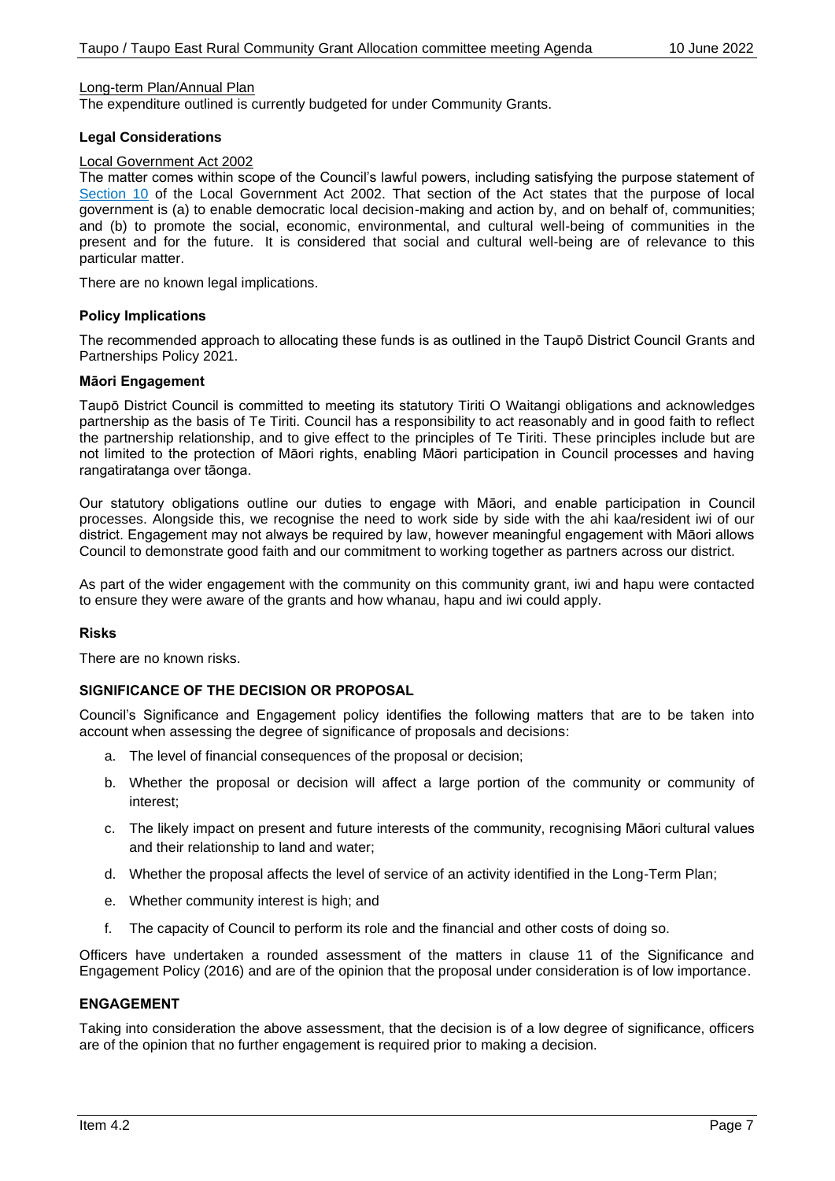Long-term Plan/Annual Plan

The expenditure outlined is currently budgeted for under Community Grants.

**Legal Considerations**

Local Government Act 2002

The matter comes within scope of the Council's lawful powers, including satisfying the purpose statement of [Section 10](#) of the Local Government Act 2002. That section of the Act states that the purpose of local government is (a) to enable democratic local decision-making and action by, and on behalf of, communities; and (b) to promote the social, economic, environmental, and cultural well-being of communities in the present and for the future. It is considered that social and cultural well-being are of relevance to this particular matter.

There are no known legal implications.

**Policy Implications**

The recommended approach to allocating these funds is as outlined in the Taupō District Council Grants and Partnerships Policy 2021.

**Māori Engagement**

Taupō District Council is committed to meeting its statutory Tiriti O Waitangi obligations and acknowledges partnership as the basis of Te Tiriti. Council has a responsibility to act reasonably and in good faith to reflect the partnership relationship, and to give effect to the principles of Te Tiriti. These principles include but are not limited to the protection of Māori rights, enabling Māori participation in Council processes and having rangatiratanga over tāonga.

Our statutory obligations outline our duties to engage with Māori, and enable participation in Council processes. Alongside this, we recognise the need to work side by side with the ahi kaa/resident iwi of our district. Engagement may not always be required by law, however meaningful engagement with Māori allows Council to demonstrate good faith and our commitment to working together as partners across our district.

As part of the wider engagement with the community on this community grant, iwi and hapu were contacted to ensure they were aware of the grants and how whanau, hapu and iwi could apply.

**Risks**

There are no known risks.

**SIGNIFICANCE OF THE DECISION OR PROPOSAL**

Council's Significance and Engagement policy identifies the following matters that are to be taken into account when assessing the degree of significance of proposals and decisions:

a. The level of financial consequences of the proposal or decision;
b. Whether the proposal or decision will affect a large portion of the community or community of interest;
c. The likely impact on present and future interests of the community, recognising Māori cultural values and their relationship to land and water;
d. Whether the proposal affects the level of service of an activity identified in the Long-Term Plan;
e. Whether community interest is high; and
f. The capacity of Council to perform its role and the financial and other costs of doing so.

Officers have undertaken a rounded assessment of the matters in clause 11 of the Significance and Engagement Policy (2016) and are of the opinion that the proposal under consideration is of low importance.

**ENGAGEMENT**

Taking into consideration the above assessment, that the decision is of a low degree of significance, officers are of the opinion that no further engagement is required prior to making a decision.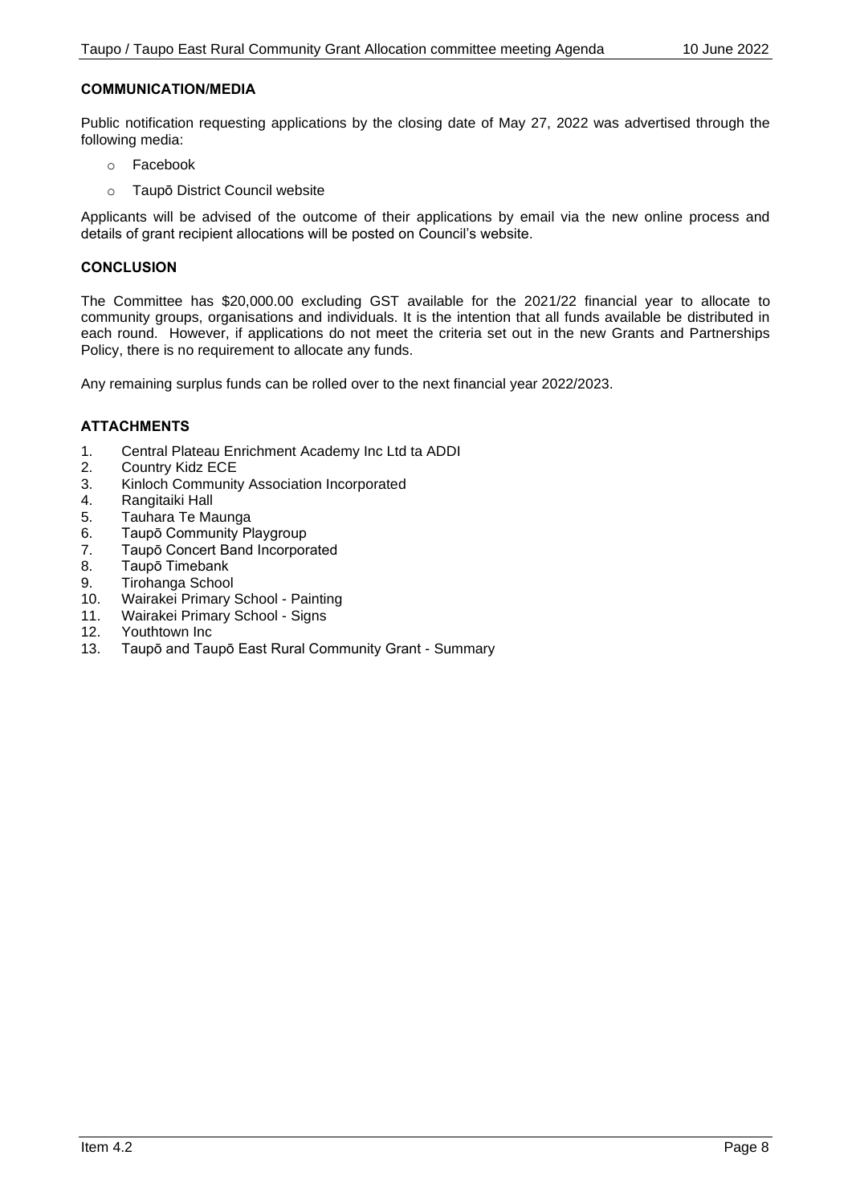## COMMUNICATION/MEDIA

Public notification requesting applications by the closing date of May 27, 2022 was advertised through the following media:

- Facebook
- Taupō District Council website

Applicants will be advised of the outcome of their applications by email via the new online process and details of grant recipient allocations will be posted on Council's website.

## CONCLUSION

The Committee has $20,000.00 excluding GST available for the 2021/22 financial year to allocate to community groups, organisations and individuals. It is the intention that all funds available be distributed in each round. However, if applications do not meet the criteria set out in the new Grants and Partnerships Policy, there is no requirement to allocate any funds.

Any remaining surplus funds can be rolled over to the next financial year 2022/2023.

## ATTACHMENTS

1. Central Plateau Enrichment Academy Inc Ltd ta ADDI
2. Country Kidz ECE
3. Kinloch Community Association Incorporated
4. Rangitaiki Hall
5. Tauhara Te Maunga
6. Taupō Community Playgroup
7. Taupō Concert Band Incorporated
8. Taupō Timebank
9. Tirohanga School
10. Wairakei Primary School - Painting
11. Wairakei Primary School - Signs
12. Youthtown Inc
13. Taupō and Taupō East Rural Community Grant - Summary